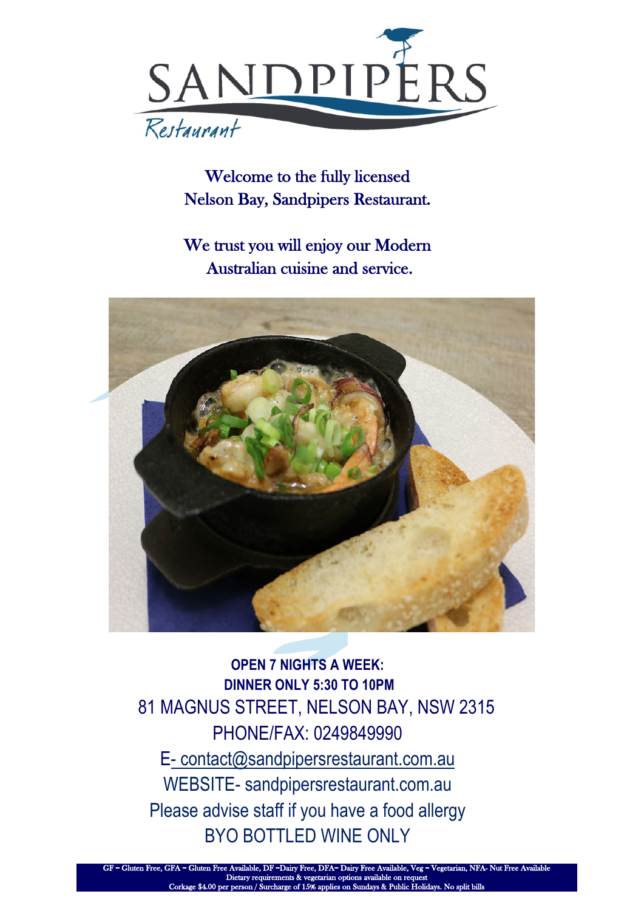# SANDPIPERS

*Restaurant*

Welcome to the fully licensed
Nelson Bay, Sandpipers Restaurant.

We trust you will enjoy our Modern
Australian cuisine and service.

**OPEN 7 NIGHTS A WEEK:**
**DINNER ONLY 5:30 TO 10PM**

81 MAGNUS STREET, NELSON BAY, NSW 2315
PHONE/FAX: 0249849990
E- contact@sandpipersrestaurant.com.au
WEBSITE- sandpipersrestaurant.com.au
Please advise staff if you have a food allergy
BYO BOTTLED WINE ONLY

GF – Gluten Free, GFA – Gluten Free Available, DF –Dairy Free, DFA– Dairy Free Available, Veg – Vegetarian, NFA- Nut Free Available
Dietary requirements & vegetarian options available on request
Corkage $4.00 per person / Surcharge of 15% applies on Sundays & Public Holidays. No split bills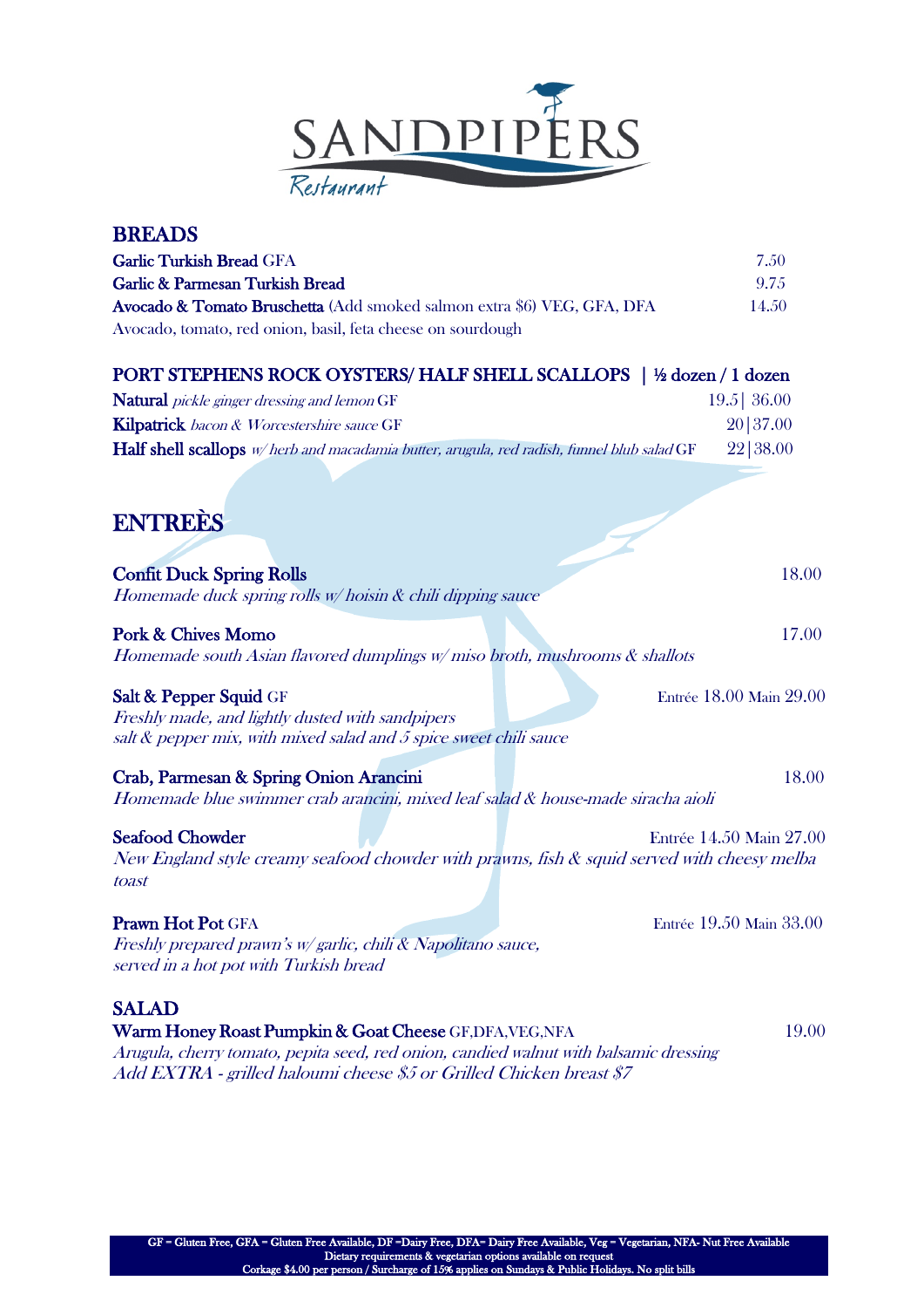# SANDPIPERS
Restaurant

## BREADS

**Garlic Turkish Bread** GFA — 7.50

**Garlic & Parmesan Turkish Bread** — 9.75

**Avocado & Tomato Bruschetta** (Add smoked salmon extra $6) VEG, GFA, DFA — 14.50
Avocado, tomato, red onion, basil, feta cheese on sourdough

## PORT STEPHENS ROCK OYSTERS/ HALF SHELL SCALLOPS | ½ dozen / 1 dozen

**Natural** *pickle ginger dressing and lemon* GF — 19.5| 36.00

**Kilpatrick** *bacon & Worcestershire sauce* GF — 20|37.00

**Half shell scallops** *w/ herb and macadamia butter, arugula, red radish, funnel blub salad* GF — 22|38.00

## ENTREÈS

**Confit Duck Spring Rolls** — 18.00
*Homemade duck spring rolls w/ hoisin & chili dipping sauce*

**Pork & Chives Momo** — 17.00
*Homemade south Asian flavored dumplings w/ miso broth, mushrooms & shallots*

**Salt & Pepper Squid** GF — Entrée 18.00 Main 29.00
*Freshly made, and lightly dusted with sandpipers salt & pepper mix, with mixed salad and 5 spice sweet chili sauce*

**Crab, Parmesan & Spring Onion Arancini** — 18.00
*Homemade blue swimmer crab arancini, mixed leaf salad & house-made siracha aioli*

**Seafood Chowder** — Entrée 14.50 Main 27.00
*New England style creamy seafood chowder with prawns, fish & squid served with cheesy melba toast*

**Prawn Hot Pot** GFA — Entrée 19.50 Main 33.00
*Freshly prepared prawn's w/ garlic, chili & Napolitano sauce, served in a hot pot with Turkish bread*

## SALAD

**Warm Honey Roast Pumpkin & Goat Cheese** GF,DFA,VEG,NFA — 19.00
*Arugula, cherry tomato, pepita seed, red onion, candied walnut with balsamic dressing*
*Add EXTRA - grilled haloumi cheese $5 or Grilled Chicken breast $7*

GF = Gluten Free, GFA = Gluten Free Available, DF =Dairy Free, DFA= Dairy Free Available, Veg = Vegetarian, NFA- Nut Free Available
Dietary requirements & vegetarian options available on request
Corkage $4.00 per person / Surcharge of 15% applies on Sundays & Public Holidays. No split bills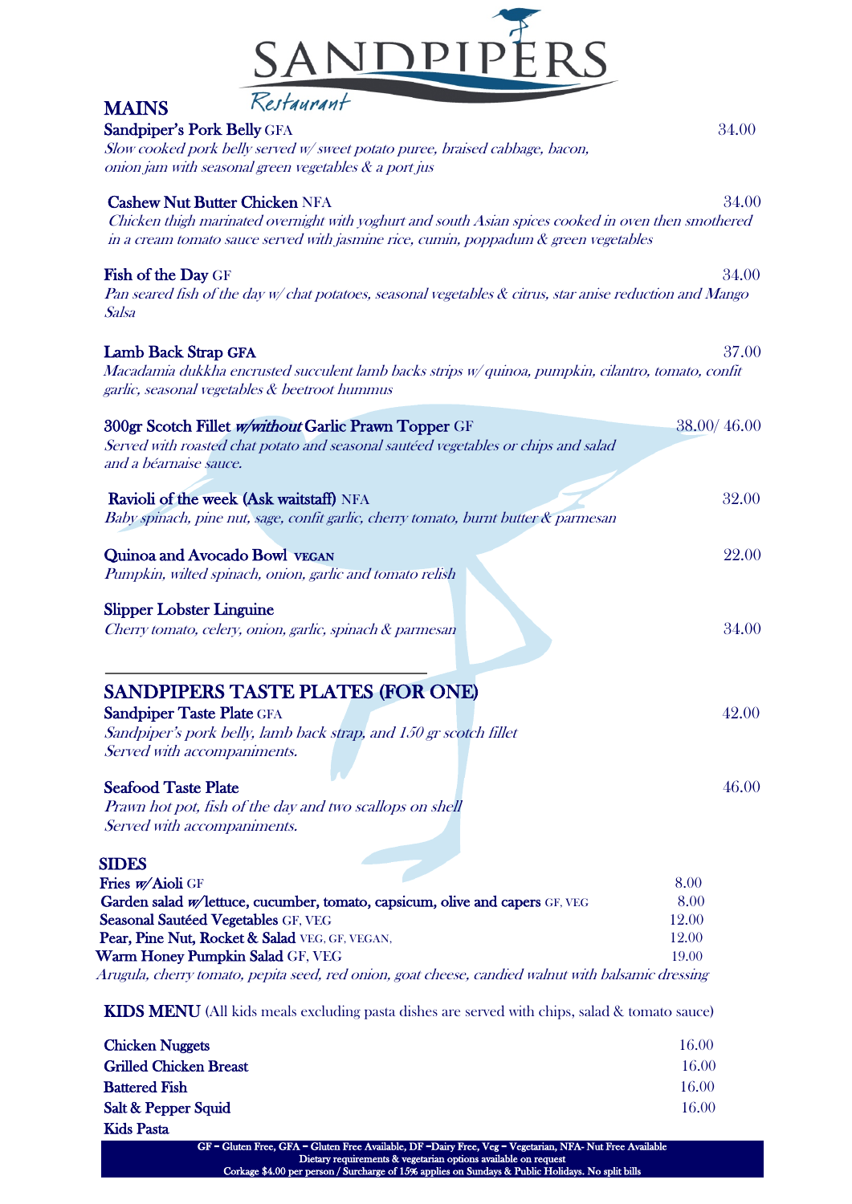# SANDPIPERS
*Restaurant*

## MAINS

**Sandpiper's Pork Belly** GFA — 34.00
*Slow cooked pork belly served w/ sweet potato puree, braised cabbage, bacon, onion jam with seasonal green vegetables & a port jus*

**Cashew Nut Butter Chicken** NFA — 34.00
*Chicken thigh marinated overnight with yoghurt and south Asian spices cooked in oven then smothered in a cream tomato sauce served with jasmine rice, cumin, poppadum & green vegetables*

**Fish of the Day** GF — 34.00
*Pan seared fish of the day w/ chat potatoes, seasonal vegetables & citrus, star anise reduction and Mango Salsa*

**Lamb Back Strap GFA** — 37.00
*Macadamia dukkha encrusted succulent lamb backs strips w/ quinoa, pumpkin, cilantro, tomato, confit garlic, seasonal vegetables & beetroot hummus*

**300gr Scotch Fillet *w/without* Garlic Prawn Topper** GF — 38.00/ 46.00
*Served with roasted chat potato and seasonal sautéed vegetables or chips and salad and a béarnaise sauce.*

**Ravioli of the week (Ask waitstaff)** NFA — 32.00
*Baby spinach, pine nut, sage, confit garlic, cherry tomato, burnt butter & parmesan*

**Quinoa and Avocado Bowl** VEGAN — 22.00
*Pumpkin, wilted spinach, onion, garlic and tomato relish*

**Slipper Lobster Linguine** — 34.00
*Cherry tomato, celery, onion, garlic, spinach & parmesan*

---

## SANDPIPERS TASTE PLATES (FOR ONE)

**Sandpiper Taste Plate** GFA — 42.00
*Sandpiper's pork belly, lamb back strap, and 150 gr scotch fillet*
*Served with accompaniments.*

**Seafood Taste Plate** — 46.00
*Prawn hot pot, fish of the day and two scallops on shell*
*Served with accompaniments.*

## SIDES

| Item | Price |
|---|---|
| **Fries *w/* Aioli** GF | 8.00 |
| **Garden salad *w/* lettuce, cucumber, tomato, capsicum, olive and capers** GF, VEG | 8.00 |
| **Seasonal Sautéed Vegetables** GF, VEG | 12.00 |
| **Pear, Pine Nut, Rocket & Salad** VEG, GF, VEGAN, | 12.00 |
| **Warm Honey Pumpkin Salad** GF, VEG | 19.00 |

*Arugula, cherry tomato, pepita seed, red onion, goat cheese, candied walnut with balsamic dressing*

## KIDS MENU (All kids meals excluding pasta dishes are served with chips, salad & tomato sauce)

| Item | Price |
|---|---|
| **Chicken Nuggets** | 16.00 |
| **Grilled Chicken Breast** | 16.00 |
| **Battered Fish** | 16.00 |
| **Salt & Pepper Squid** | 16.00 |
| **Kids Pasta** | |

GF – Gluten Free, GFA – Gluten Free Available, DF –Dairy Free, Veg – Vegetarian, NFA- Nut Free Available
Dietary requirements & vegetarian options available on request
Corkage $4.00 per person / Surcharge of 15% applies on Sundays & Public Holidays. No split bills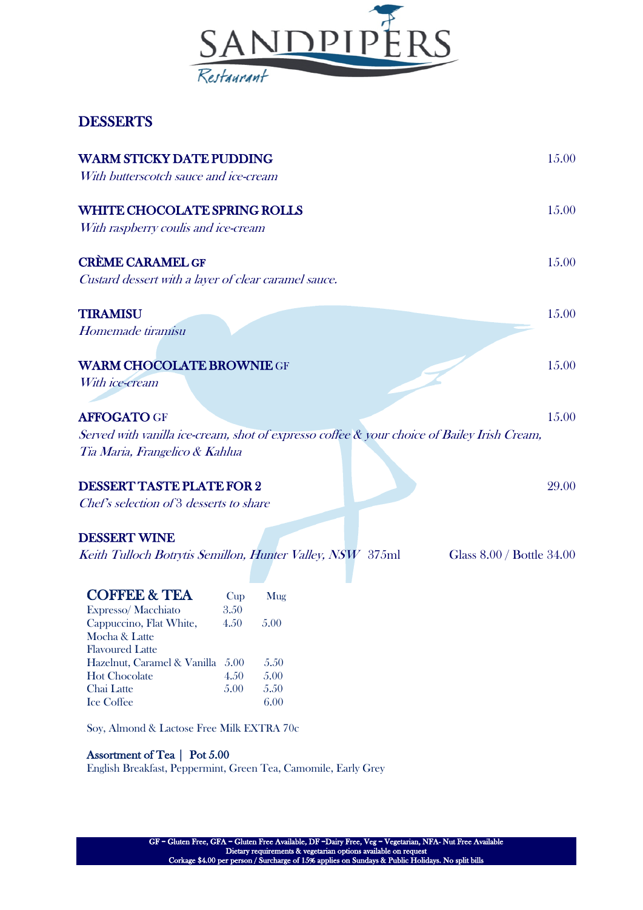# SANDPIPERS Restaurant

## DESSERTS

**WARM STICKY DATE PUDDING** 15.00
*With butterscotch sauce and ice-cream*

**WHITE CHOCOLATE SPRING ROLLS** 15.00
*With raspberry coulis and ice-cream*

**CRÈME CARAMEL GF** 15.00
*Custard dessert with a layer of clear caramel sauce.*

**TIRAMISU** 15.00
*Homemade tiramisu*

**WARM CHOCOLATE BROWNIE GF** 15.00
*With ice-cream*

**AFFOGATO GF** 15.00
*Served with vanilla ice-cream, shot of expresso coffee & your choice of Bailey Irish Cream, Tia Maria, Frangelico & Kahlua*

**DESSERT TASTE PLATE FOR 2** 29.00
*Chef's selection of 3 desserts to share*

**DESSERT WINE**
*Keith Tulloch Botrytis Semillon, Hunter Valley, NSW* 375ml — Glass 8.00 / Bottle 34.00

## COFFEE & TEA

| | Cup | Mug |
|---|---|---|
| Expresso/ Macchiato | 3.50 | |
| Cappuccino, Flat White, Mocha & Latte | 4.50 | 5.00 |
| Flavoured Latte Hazelnut, Caramel & Vanilla | 5.00 | 5.50 |
| Hot Chocolate | 4.50 | 5.00 |
| Chai Latte | 5.00 | 5.50 |
| Ice Coffee | | 6.00 |

Soy, Almond & Lactose Free Milk EXTRA 70c

**Assortment of Tea | Pot 5.00**
English Breakfast, Peppermint, Green Tea, Camomile, Early Grey

GF – Gluten Free, GFA – Gluten Free Available, DF –Dairy Free, Veg – Vegetarian, NFA- Nut Free Available
Dietary requirements & vegetarian options available on request
Corkage $4.00 per person / Surcharge of 15% applies on Sundays & Public Holidays. No split bills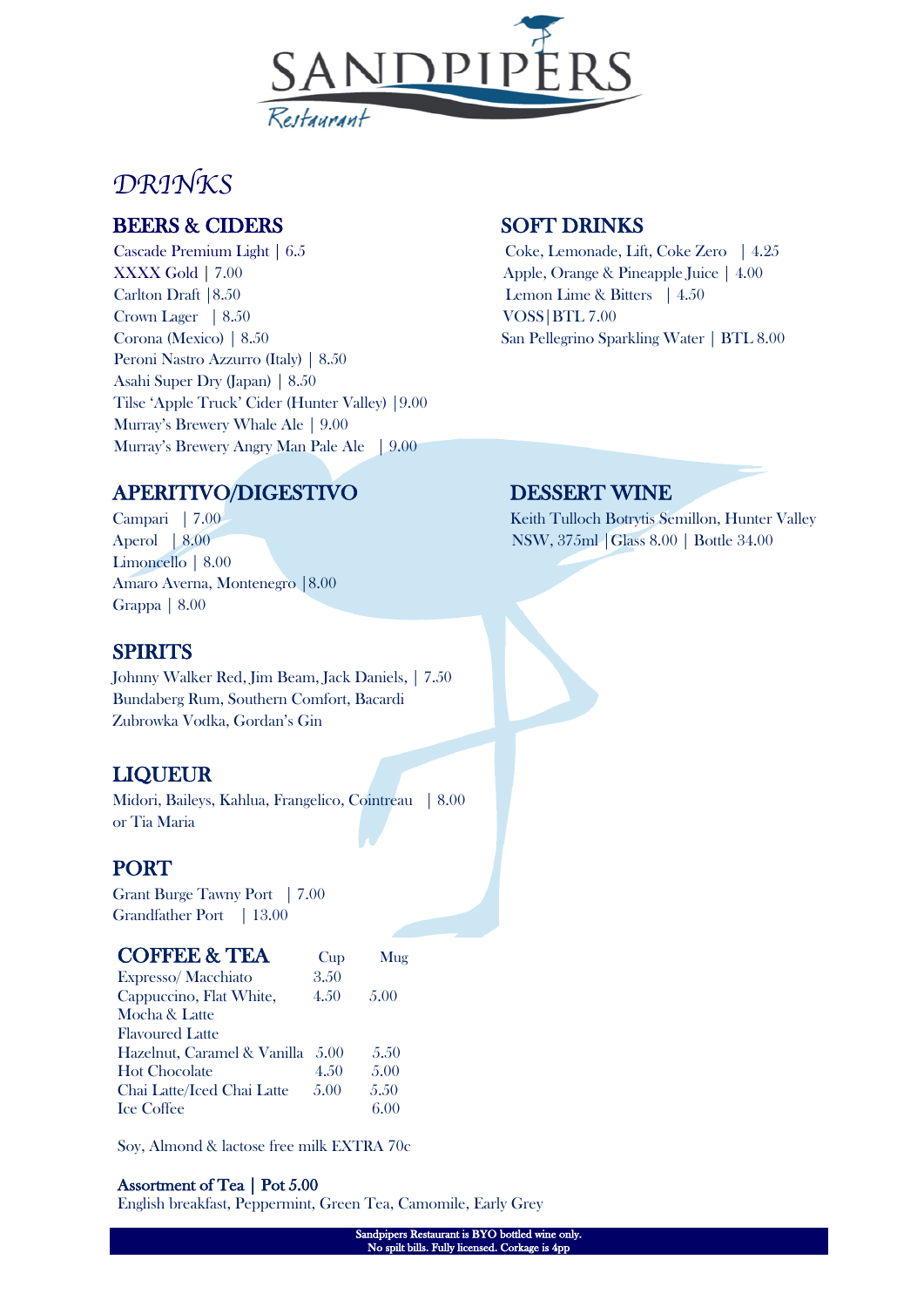# SANDPIPERS

Restaurant

## *DRINKS*

### BEERS & CIDERS

Cascade Premium Light | 6.5
XXXX Gold | 7.00
Carlton Draft |8.50
Crown Lager | 8.50
Corona (Mexico) | 8.50
Peroni Nastro Azzurro (Italy) | 8.50
Asahi Super Dry (Japan) | 8.50
Tilse 'Apple Truck' Cider (Hunter Valley) |9.00
Murray's Brewery Whale Ale | 9.00
Murray's Brewery Angry Man Pale Ale | 9.00

### SOFT DRINKS

Coke, Lemonade, Lift, Coke Zero | 4.25
Apple, Orange & Pineapple Juice | 4.00
Lemon Lime & Bitters | 4.50
VOSS|BTL 7.00
San Pellegrino Sparkling Water | BTL 8.00

### APERITIVO/DIGESTIVO

Campari | 7.00
Aperol | 8.00
Limoncello | 8.00
Amaro Averna, Montenegro |8.00
Grappa | 8.00

### DESSERT WINE

Keith Tulloch Botrytis Semillon, Hunter Valley NSW, 375ml |Glass 8.00 | Bottle 34.00

### SPIRITS

Johnny Walker Red, Jim Beam, Jack Daniels, | 7.50
Bundaberg Rum, Southern Comfort, Bacardi
Zubrowka Vodka, Gordan's Gin

### LIQUEUR

Midori, Baileys, Kahlua, Frangelico, Cointreau | 8.00
or Tia Maria

### PORT

Grant Burge Tawny Port | 7.00
Grandfather Port | 13.00

### COFFEE & TEA

| | Cup | Mug |
|---|---|---|
| Expresso/ Macchiato | 3.50 | |
| Cappuccino, Flat White, Mocha & Latte | 4.50 | 5.00 |
| Flavoured Latte | | |
| Hazelnut, Caramel & Vanilla | 5.00 | 5.50 |
| Hot Chocolate | 4.50 | 5.00 |
| Chai Latte/Iced Chai Latte | 5.00 | 5.50 |
| Ice Coffee | | 6.00 |

Soy, Almond & lactose free milk EXTRA 70c

**Assortment of Tea | Pot 5.00**
English breakfast, Peppermint, Green Tea, Camomile, Early Grey

**Sandpipers Restaurant is BYO bottled wine only.**
**No spilt bills. Fully licensed. Corkage is 4pp**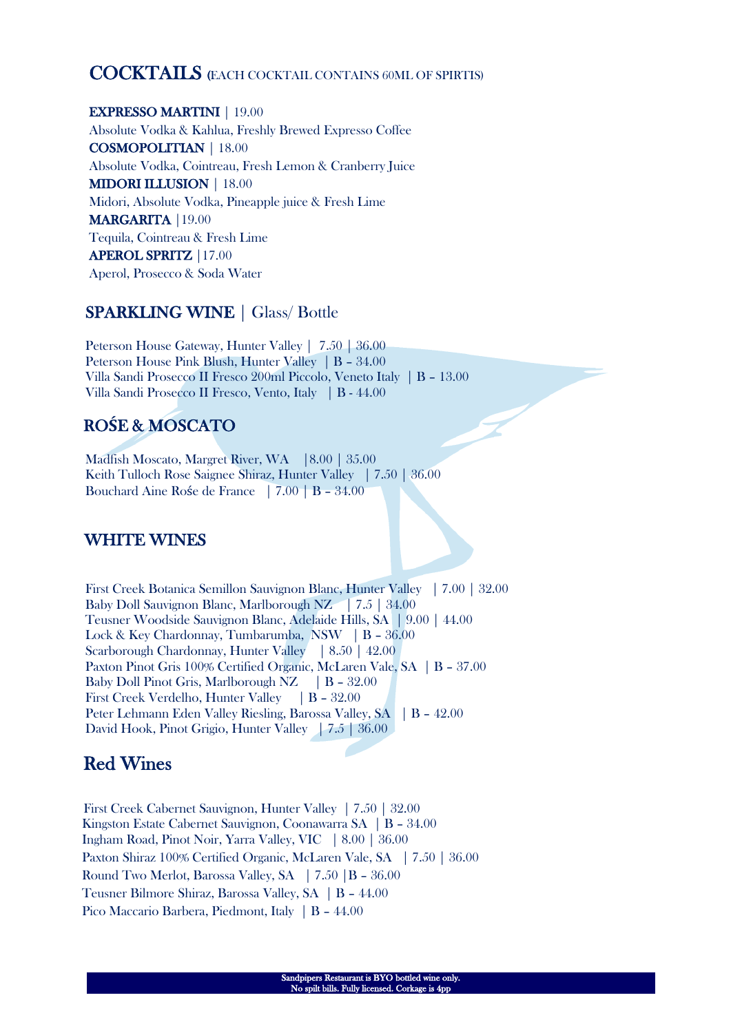## COCKTAILS (EACH COCKTAIL CONTAINS 60ML OF SPIRTIS)

**EXPRESSO MARTINI** | 19.00
Absolute Vodka & Kahlua, Freshly Brewed Expresso Coffee
**COSMOPOLITIAN** | 18.00
Absolute Vodka, Cointreau, Fresh Lemon & Cranberry Juice
**MIDORI ILLUSION** | 18.00
Midori, Absolute Vodka, Pineapple juice & Fresh Lime
**MARGARITA** |19.00
Tequila, Cointreau & Fresh Lime
**APEROL SPRITZ** |17.00
Aperol, Prosecco & Soda Water

## SPARKLING WINE | Glass/ Bottle

Peterson House Gateway, Hunter Valley | 7.50 | 36.00
Peterson House Pink Blush, Hunter Valley | B – 34.00
Villa Sandi Prosecco II Fresco 200ml Piccolo, Veneto Italy | B – 13.00
Villa Sandi Prosecco II Fresco, Vento, Italy | B - 44.00

## ROŚE & MOSCATO

Madfish Moscato, Margret River, WA |8.00 | 35.00
Keith Tulloch Rose Saignee Shiraz, Hunter Valley | 7.50 | 36.00
Bouchard Aine Rośe de France | 7.00 | B – 34.00

## WHITE WINES

First Creek Botanica Semillon Sauvignon Blanc, Hunter Valley | 7.00 | 32.00
Baby Doll Sauvignon Blanc, Marlborough NZ | 7.5 | 34.00
Teusner Woodside Sauvignon Blanc, Adelaide Hills, SA | 9.00 | 44.00
Lock & Key Chardonnay, Tumbarumba, NSW | B – 36.00
Scarborough Chardonnay, Hunter Valley | 8.50 | 42.00
Paxton Pinot Gris 100% Certified Organic, McLaren Vale, SA | B – 37.00
Baby Doll Pinot Gris, Marlborough NZ | B – 32.00
First Creek Verdelho, Hunter Valley | B – 32.00
Peter Lehmann Eden Valley Riesling, Barossa Valley, SA | B – 42.00
David Hook, Pinot Grigio, Hunter Valley | 7.5 | 36.00

## Red Wines

First Creek Cabernet Sauvignon, Hunter Valley | 7.50 | 32.00
Kingston Estate Cabernet Sauvignon, Coonawarra SA | B – 34.00
Ingham Road, Pinot Noir, Yarra Valley, VIC | 8.00 | 36.00
Paxton Shiraz 100% Certified Organic, McLaren Vale, SA | 7.50 | 36.00
Round Two Merlot, Barossa Valley, SA | 7.50 |B – 36.00
Teusner Bilmore Shiraz, Barossa Valley, SA | B – 44.00
Pico Maccario Barbera, Piedmont, Italy | B – 44.00

Sandpipers Restaurant is BYO bottled wine only.
No spilt bills. Fully licensed. Corkage is 4pp